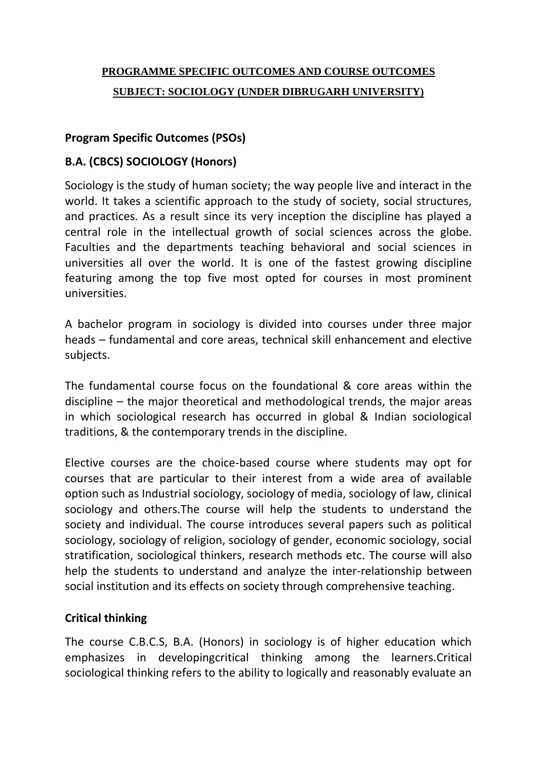# PROGRAMME SPECIFIC OUTCOMES AND COURSE OUTCOMES

## SUBJECT: SOCIOLOGY (UNDER DIBRUGARH UNIVERSITY)

### Program Specific Outcomes (PSOs)

### B.A. (CBCS) SOCIOLOGY (Honors)

Sociology is the study of human society; the way people live and interact in the world. It takes a scientific approach to the study of society, social structures, and practices. As a result since its very inception the discipline has played a central role in the intellectual growth of social sciences across the globe. Faculties and the departments teaching behavioral and social sciences in universities all over the world. It is one of the fastest growing discipline featuring among the top five most opted for courses in most prominent universities.

A bachelor program in sociology is divided into courses under three major heads – fundamental and core areas, technical skill enhancement and elective subjects.

The fundamental course focus on the foundational & core areas within the discipline – the major theoretical and methodological trends, the major areas in which sociological research has occurred in global & Indian sociological traditions, & the contemporary trends in the discipline.

Elective courses are the choice-based course where students may opt for courses that are particular to their interest from a wide area of available option such as Industrial sociology, sociology of media, sociology of law, clinical sociology and others.The course will help the students to understand the society and individual. The course introduces several papers such as political sociology, sociology of religion, sociology of gender, economic sociology, social stratification, sociological thinkers, research methods etc. The course will also help the students to understand and analyze the inter-relationship between social institution and its effects on society through comprehensive teaching.

### Critical thinking

The course C.B.C.S, B.A. (Honors) in sociology is of higher education which emphasizes in developingcritical thinking among the learners.Critical sociological thinking refers to the ability to logically and reasonably evaluate an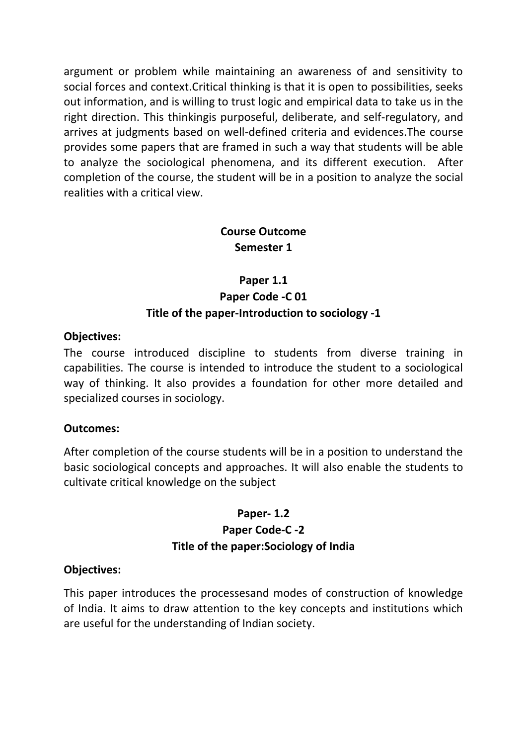argument or problem while maintaining an awareness of and sensitivity to social forces and context.Critical thinking is that it is open to possibilities, seeks out information, and is willing to trust logic and empirical data to take us in the right direction. This thinkingis purposeful, deliberate, and self-regulatory, and arrives at judgments based on well-defined criteria and evidences.The course provides some papers that are framed in such a way that students will be able to analyze the sociological phenomena, and its different execution. After completion of the course, the student will be in a position to analyze the social realities with a critical view.

## Course Outcome
## Semester 1

### Paper 1.1
### Paper Code -C 01
### Title of the paper-Introduction to sociology -1

**Objectives:**

The course introduced discipline to students from diverse training in capabilities. The course is intended to introduce the student to a sociological way of thinking. It also provides a foundation for other more detailed and specialized courses in sociology.

**Outcomes:**

After completion of the course students will be in a position to understand the basic sociological concepts and approaches. It will also enable the students to cultivate critical knowledge on the subject

### Paper- 1.2
### Paper Code-C -2
### Title of the paper:Sociology of India

**Objectives:**

This paper introduces the processesand modes of construction of knowledge of India. It aims to draw attention to the key concepts and institutions which are useful for the understanding of Indian society.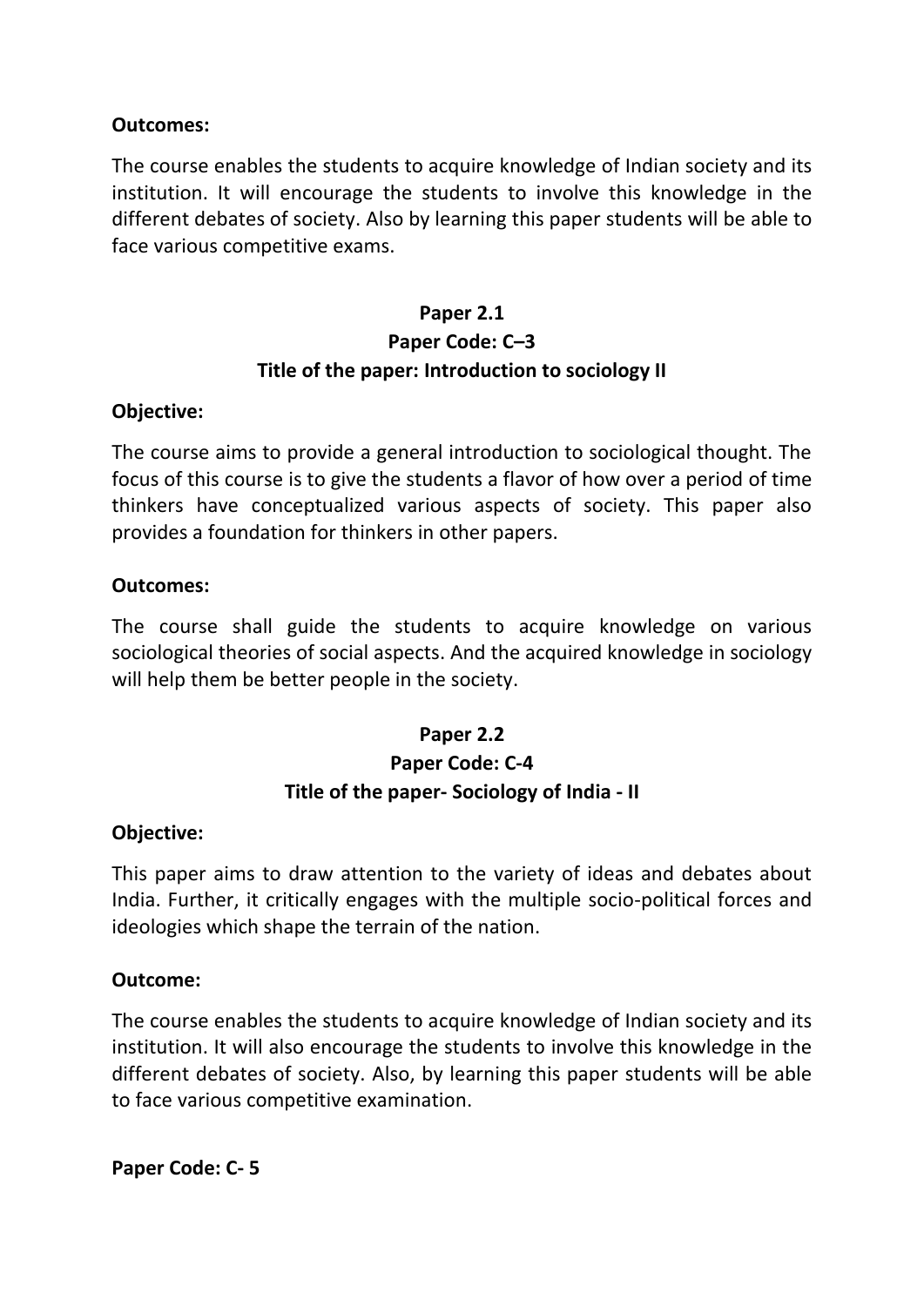**Outcomes:**

The course enables the students to acquire knowledge of Indian society and its institution. It will encourage the students to involve this knowledge in the different debates of society. Also by learning this paper students will be able to face various competitive exams.

**Paper 2.1**
**Paper Code: C–3**
**Title of the paper: Introduction to sociology II**

**Objective:**

The course aims to provide a general introduction to sociological thought. The focus of this course is to give the students a flavor of how over a period of time thinkers have conceptualized various aspects of society. This paper also provides a foundation for thinkers in other papers.

**Outcomes:**

The course shall guide the students to acquire knowledge on various sociological theories of social aspects. And the acquired knowledge in sociology will help them be better people in the society.

**Paper 2.2**
**Paper Code: C-4**
**Title of the paper- Sociology of India - II**

**Objective:**

This paper aims to draw attention to the variety of ideas and debates about India. Further, it critically engages with the multiple socio-political forces and ideologies which shape the terrain of the nation.

**Outcome:**

The course enables the students to acquire knowledge of Indian society and its institution. It will also encourage the students to involve this knowledge in the different debates of society. Also, by learning this paper students will be able to face various competitive examination.

**Paper Code: C- 5**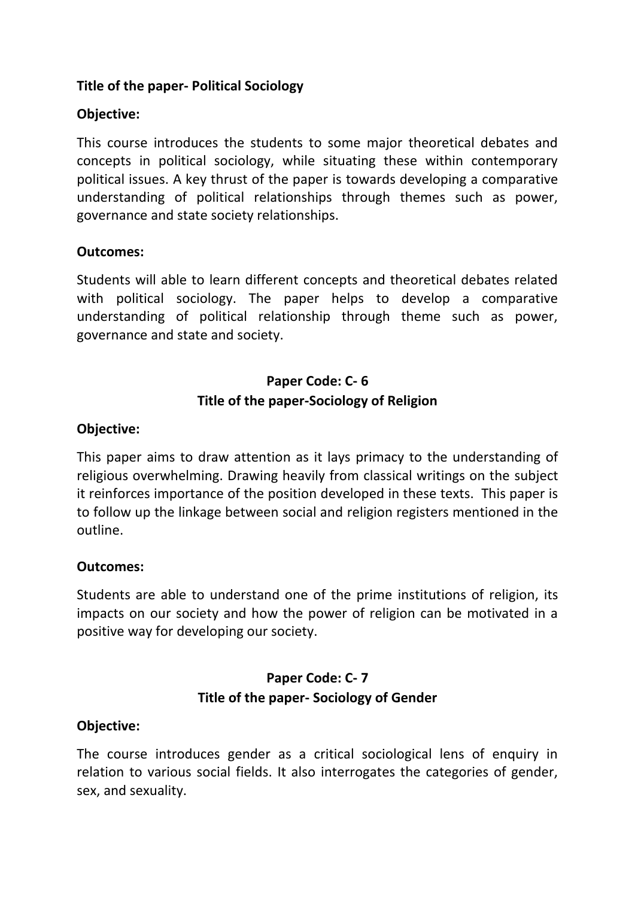**Title of the paper- Political Sociology**

**Objective:**

This course introduces the students to some major theoretical debates and concepts in political sociology, while situating these within contemporary political issues. A key thrust of the paper is towards developing a comparative understanding of political relationships through themes such as power, governance and state society relationships.

**Outcomes:**

Students will able to learn different concepts and theoretical debates related with political sociology. The paper helps to develop a comparative understanding of political relationship through theme such as power, governance and state and society.

**Paper Code: C- 6**
**Title of the paper-Sociology of Religion**

**Objective:**

This paper aims to draw attention as it lays primacy to the understanding of religious overwhelming. Drawing heavily from classical writings on the subject it reinforces importance of the position developed in these texts. This paper is to follow up the linkage between social and religion registers mentioned in the outline.

**Outcomes:**

Students are able to understand one of the prime institutions of religion, its impacts on our society and how the power of religion can be motivated in a positive way for developing our society.

**Paper Code: C- 7**
**Title of the paper- Sociology of Gender**

**Objective:**

The course introduces gender as a critical sociological lens of enquiry in relation to various social fields. It also interrogates the categories of gender, sex, and sexuality.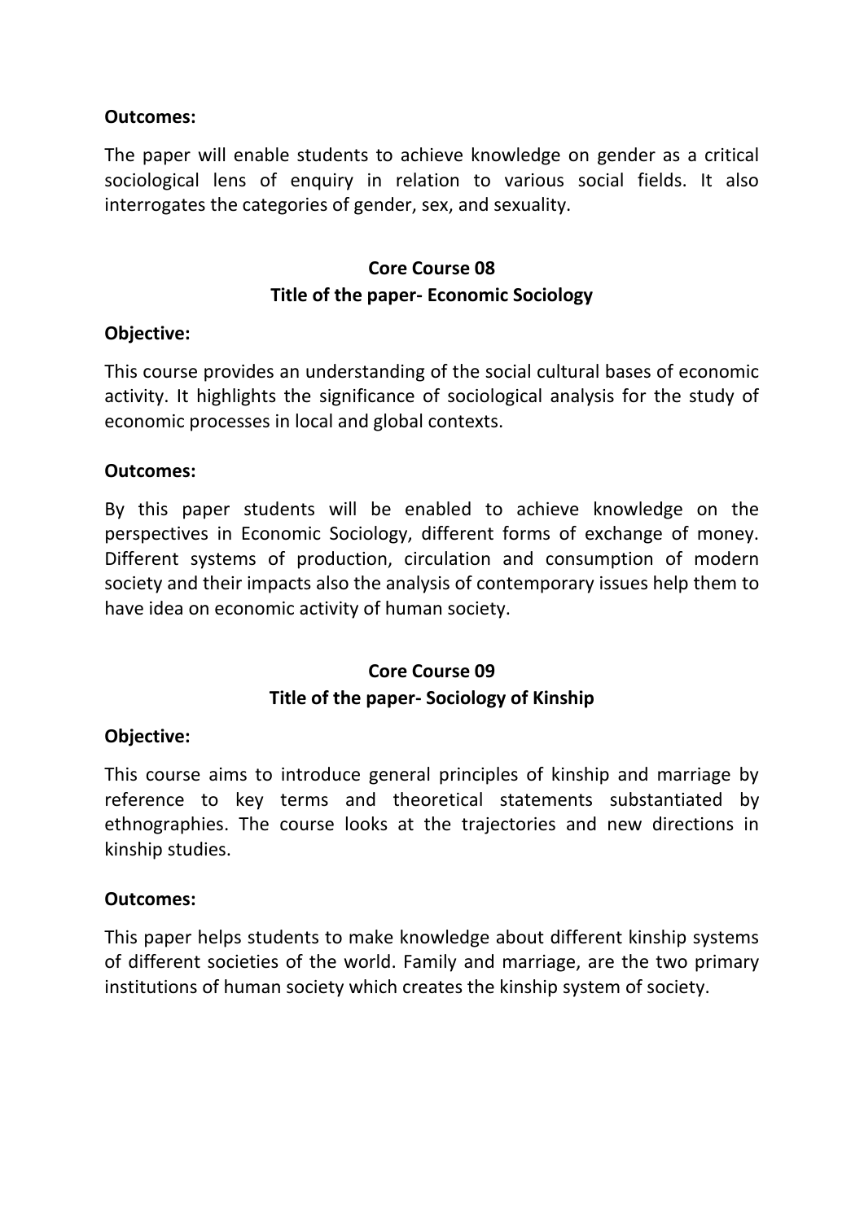**Outcomes:**

The paper will enable students to achieve knowledge on gender as a critical sociological lens of enquiry in relation to various social fields. It also interrogates the categories of gender, sex, and sexuality.

## Core Course 08
## Title of the paper- Economic Sociology

**Objective:**

This course provides an understanding of the social cultural bases of economic activity. It highlights the significance of sociological analysis for the study of economic processes in local and global contexts.

**Outcomes:**

By this paper students will be enabled to achieve knowledge on the perspectives in Economic Sociology, different forms of exchange of money. Different systems of production, circulation and consumption of modern society and their impacts also the analysis of contemporary issues help them to have idea on economic activity of human society.

## Core Course 09
## Title of the paper- Sociology of Kinship

**Objective:**

This course aims to introduce general principles of kinship and marriage by reference to key terms and theoretical statements substantiated by ethnographies. The course looks at the trajectories and new directions in kinship studies.

**Outcomes:**

This paper helps students to make knowledge about different kinship systems of different societies of the world. Family and marriage, are the two primary institutions of human society which creates the kinship system of society.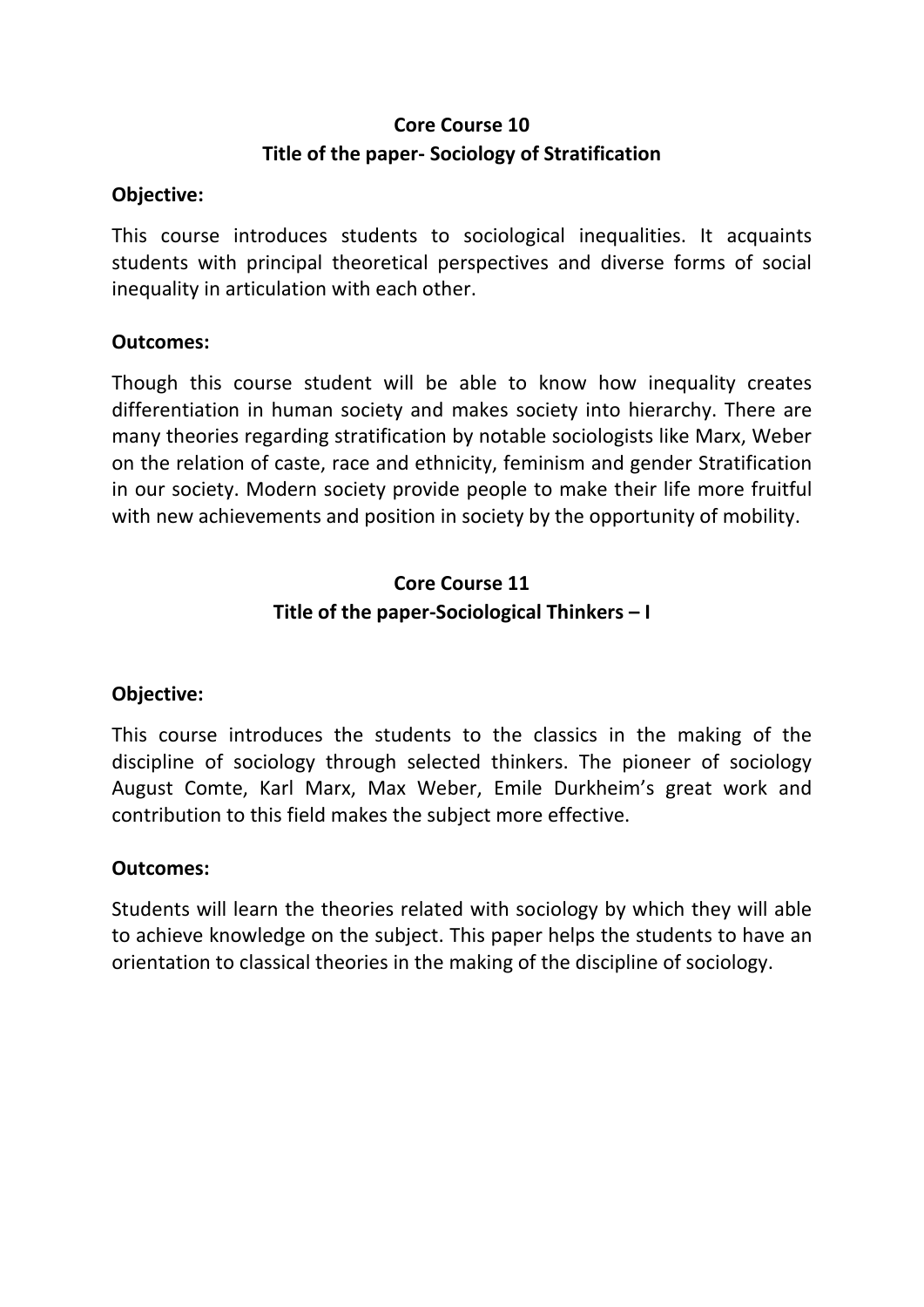## Core Course 10
## Title of the paper- Sociology of Stratification

**Objective:**

This course introduces students to sociological inequalities. It acquaints students with principal theoretical perspectives and diverse forms of social inequality in articulation with each other.

**Outcomes:**

Though this course student will be able to know how inequality creates differentiation in human society and makes society into hierarchy. There are many theories regarding stratification by notable sociologists like Marx, Weber on the relation of caste, race and ethnicity, feminism and gender Stratification in our society. Modern society provide people to make their life more fruitful with new achievements and position in society by the opportunity of mobility.

## Core Course 11
## Title of the paper-Sociological Thinkers – I

**Objective:**

This course introduces the students to the classics in the making of the discipline of sociology through selected thinkers. The pioneer of sociology August Comte, Karl Marx, Max Weber, Emile Durkheim's great work and contribution to this field makes the subject more effective.

**Outcomes:**

Students will learn the theories related with sociology by which they will able to achieve knowledge on the subject. This paper helps the students to have an orientation to classical theories in the making of the discipline of sociology.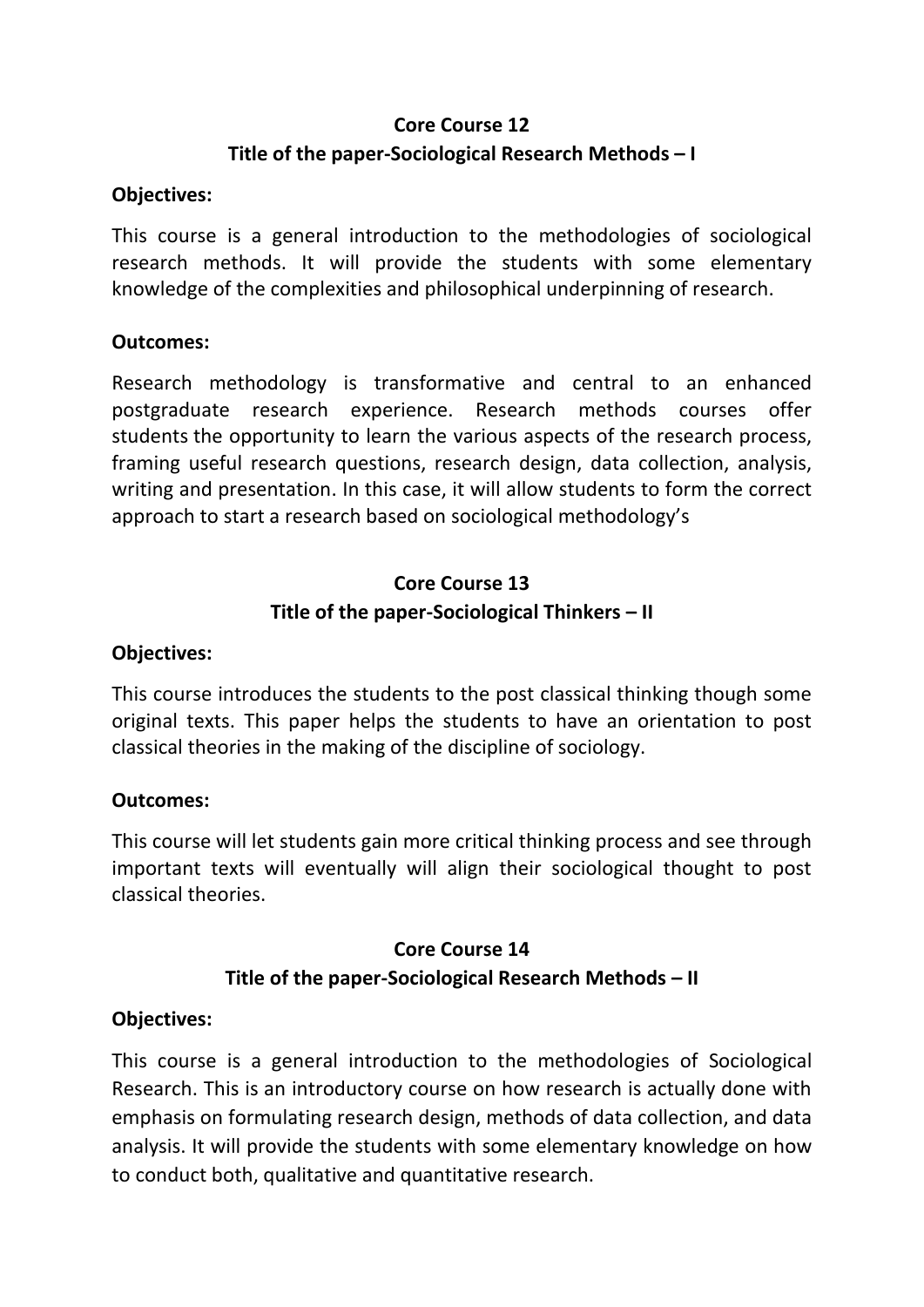## Core Course 12
### Title of the paper-Sociological Research Methods – I

**Objectives:**

This course is a general introduction to the methodologies of sociological research methods. It will provide the students with some elementary knowledge of the complexities and philosophical underpinning of research.

**Outcomes:**

Research methodology is transformative and central to an enhanced postgraduate research experience. Research methods courses offer students the opportunity to learn the various aspects of the research process, framing useful research questions, research design, data collection, analysis, writing and presentation. In this case, it will allow students to form the correct approach to start a research based on sociological methodology's

## Core Course 13
### Title of the paper-Sociological Thinkers – II

**Objectives:**

This course introduces the students to the post classical thinking though some original texts. This paper helps the students to have an orientation to post classical theories in the making of the discipline of sociology.

**Outcomes:**

This course will let students gain more critical thinking process and see through important texts will eventually will align their sociological thought to post classical theories.

## Core Course 14
### Title of the paper-Sociological Research Methods – II

**Objectives:**

This course is a general introduction to the methodologies of Sociological Research. This is an introductory course on how research is actually done with emphasis on formulating research design, methods of data collection, and data analysis. It will provide the students with some elementary knowledge on how to conduct both, qualitative and quantitative research.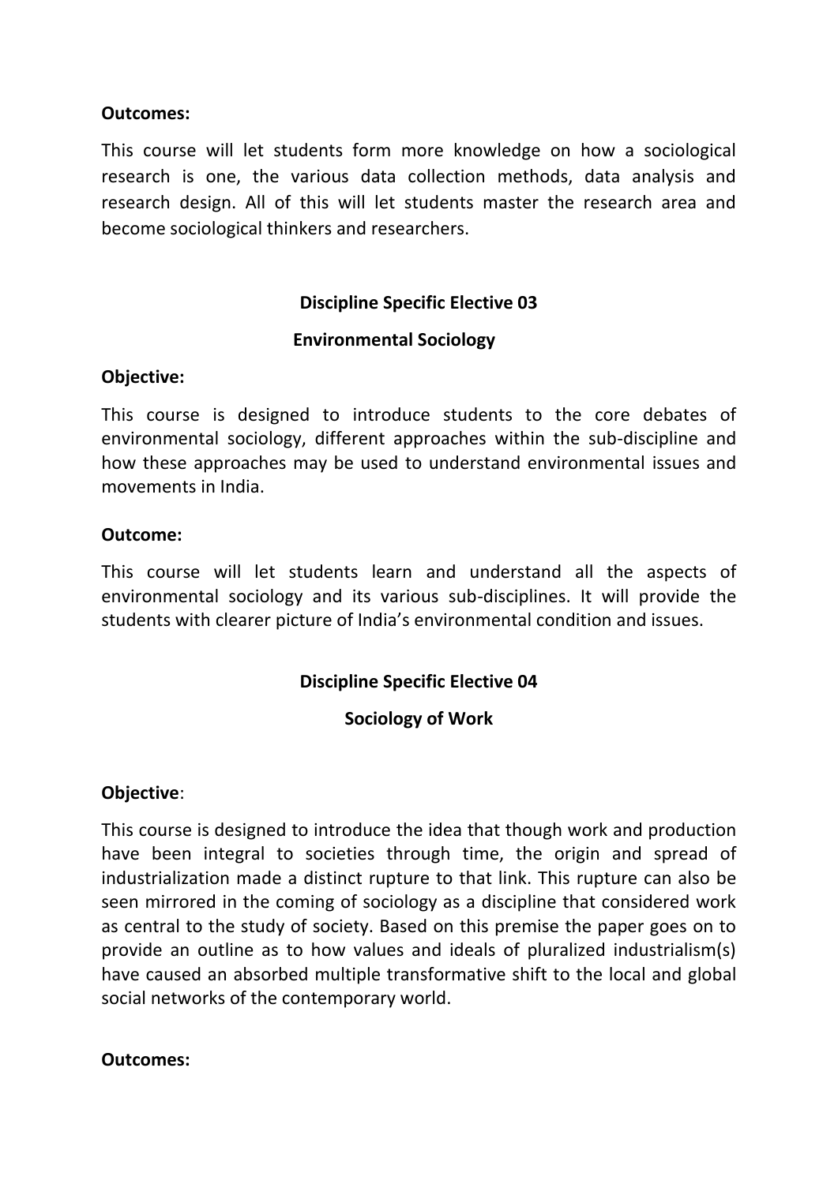**Outcomes:**

This course will let students form more knowledge on how a sociological research is one, the various data collection methods, data analysis and research design. All of this will let students master the research area and become sociological thinkers and researchers.

## Discipline Specific Elective 03

## Environmental Sociology

**Objective:**

This course is designed to introduce students to the core debates of environmental sociology, different approaches within the sub-discipline and how these approaches may be used to understand environmental issues and movements in India.

**Outcome:**

This course will let students learn and understand all the aspects of environmental sociology and its various sub-disciplines. It will provide the students with clearer picture of India's environmental condition and issues.

## Discipline Specific Elective 04

## Sociology of Work

**Objective**:

This course is designed to introduce the idea that though work and production have been integral to societies through time, the origin and spread of industrialization made a distinct rupture to that link. This rupture can also be seen mirrored in the coming of sociology as a discipline that considered work as central to the study of society. Based on this premise the paper goes on to provide an outline as to how values and ideals of pluralized industrialism(s) have caused an absorbed multiple transformative shift to the local and global social networks of the contemporary world.

**Outcomes:**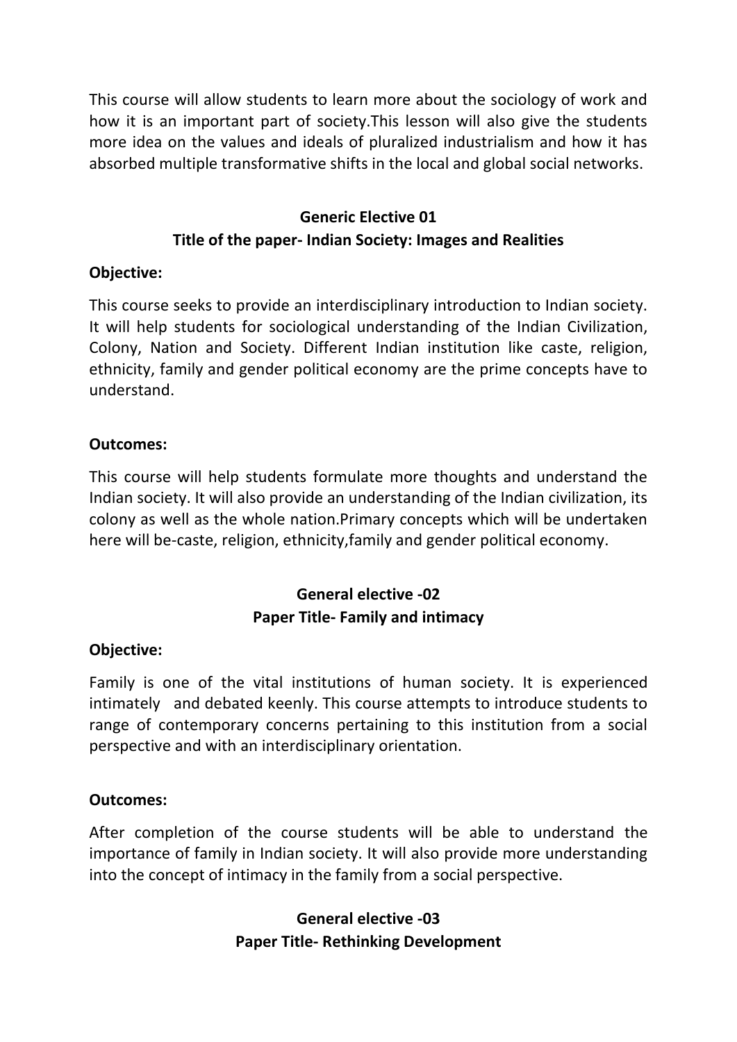This course will allow students to learn more about the sociology of work and how it is an important part of society.This lesson will also give the students more idea on the values and ideals of pluralized industrialism and how it has absorbed multiple transformative shifts in the local and global social networks.

## Generic Elective 01
## Title of the paper- Indian Society: Images and Realities

**Objective:**

This course seeks to provide an interdisciplinary introduction to Indian society. It will help students for sociological understanding of the Indian Civilization, Colony, Nation and Society. Different Indian institution like caste, religion, ethnicity, family and gender political economy are the prime concepts have to understand.

**Outcomes:**

This course will help students formulate more thoughts and understand the Indian society. It will also provide an understanding of the Indian civilization, its colony as well as the whole nation.Primary concepts which will be undertaken here will be-caste, religion, ethnicity,family and gender political economy.

## General elective -02
## Paper Title- Family and intimacy

**Objective:**

Family is one of the vital institutions of human society. It is experienced intimately and debated keenly. This course attempts to introduce students to range of contemporary concerns pertaining to this institution from a social perspective and with an interdisciplinary orientation.

**Outcomes:**

After completion of the course students will be able to understand the importance of family in Indian society. It will also provide more understanding into the concept of intimacy in the family from a social perspective.

## General elective -03
## Paper Title- Rethinking Development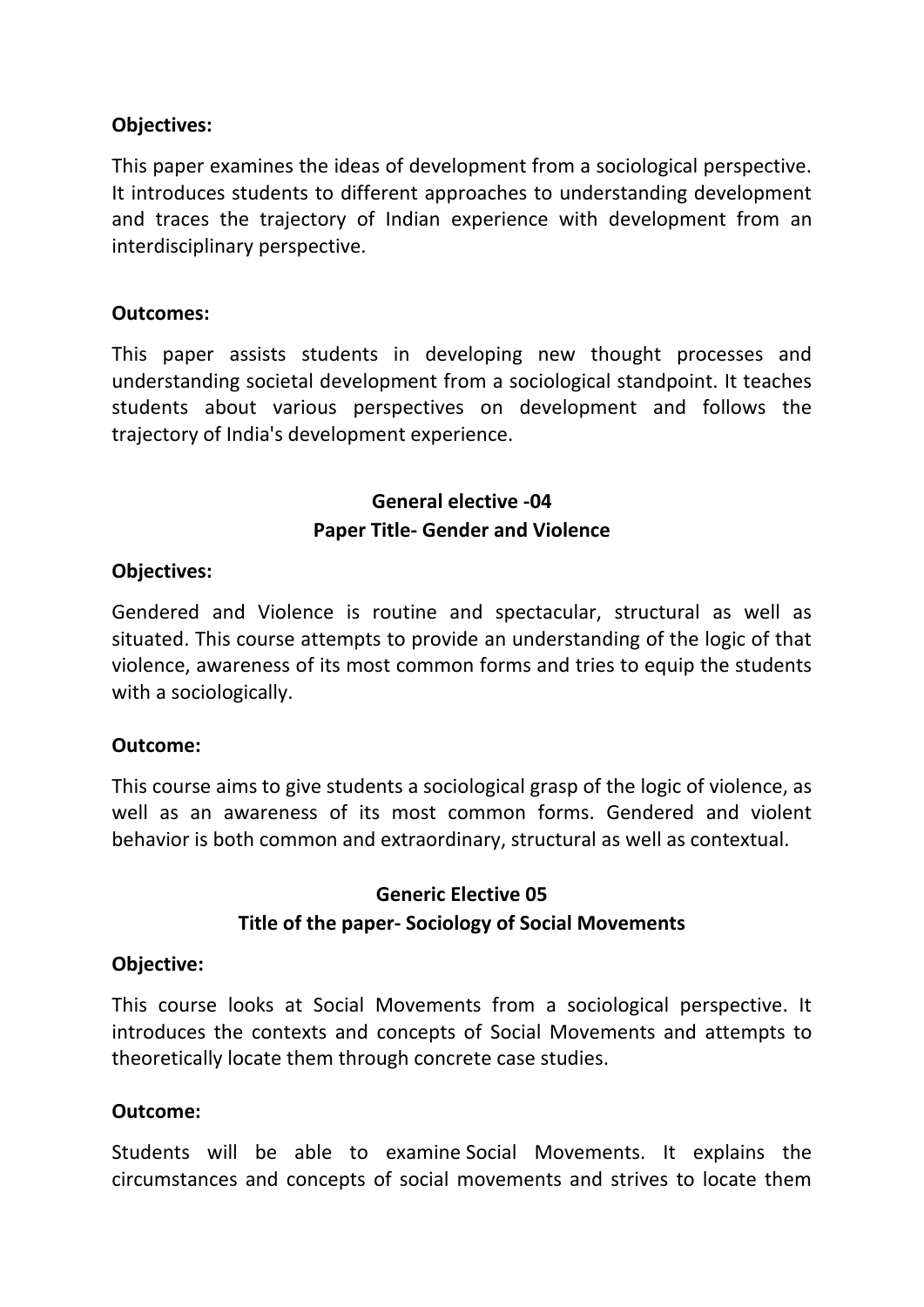**Objectives:**

This paper examines the ideas of development from a sociological perspective. It introduces students to different approaches to understanding development and traces the trajectory of Indian experience with development from an interdisciplinary perspective.

**Outcomes:**

This paper assists students in developing new thought processes and understanding societal development from a sociological standpoint. It teaches students about various perspectives on development and follows the trajectory of India's development experience.

## General elective -04
## Paper Title- Gender and Violence

**Objectives:**

Gendered and Violence is routine and spectacular, structural as well as situated. This course attempts to provide an understanding of the logic of that violence, awareness of its most common forms and tries to equip the students with a sociologically.

**Outcome:**

This course aims to give students a sociological grasp of the logic of violence, as well as an awareness of its most common forms. Gendered and violent behavior is both common and extraordinary, structural as well as contextual.

## Generic Elective 05
## Title of the paper- Sociology of Social Movements

**Objective:**

This course looks at Social Movements from a sociological perspective. It introduces the contexts and concepts of Social Movements and attempts to theoretically locate them through concrete case studies.

**Outcome:**

Students will be able to examine Social Movements. It explains the circumstances and concepts of social movements and strives to locate them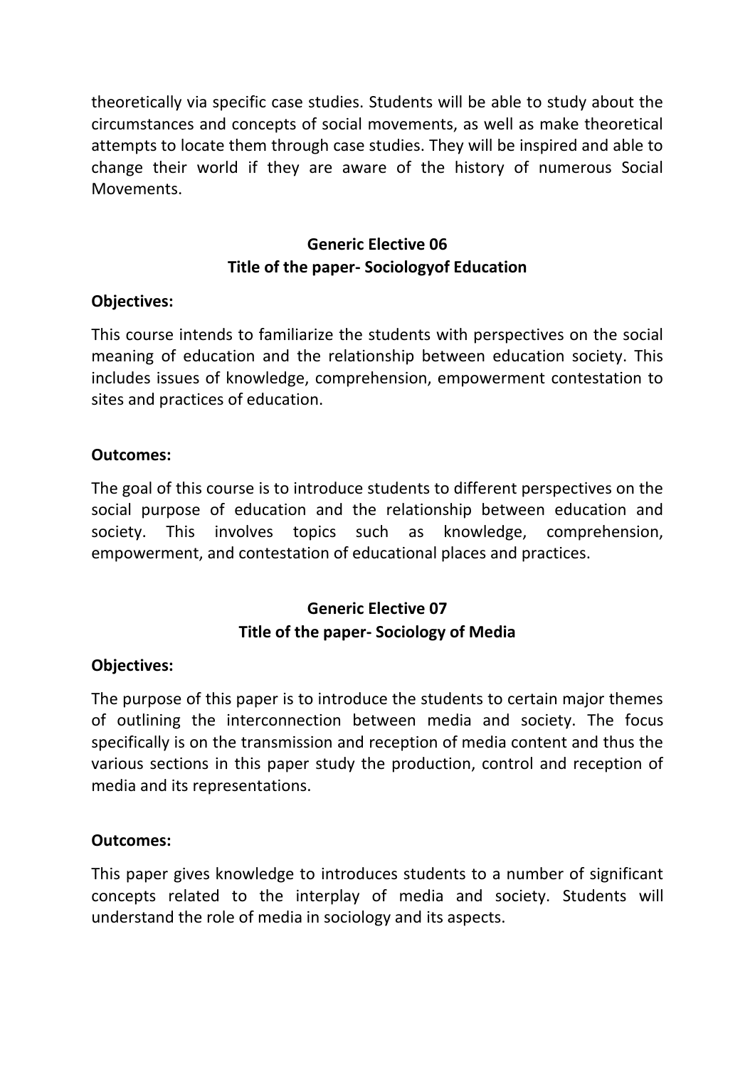theoretically via specific case studies. Students will be able to study about the circumstances and concepts of social movements, as well as make theoretical attempts to locate them through case studies. They will be inspired and able to change their world if they are aware of the history of numerous Social Movements.

## Generic Elective 06
## Title of the paper- Sociologyof Education

**Objectives:**

This course intends to familiarize the students with perspectives on the social meaning of education and the relationship between education society. This includes issues of knowledge, comprehension, empowerment contestation to sites and practices of education.

**Outcomes:**

The goal of this course is to introduce students to different perspectives on the social purpose of education and the relationship between education and society. This involves topics such as knowledge, comprehension, empowerment, and contestation of educational places and practices.

## Generic Elective 07
## Title of the paper- Sociology of Media

**Objectives:**

The purpose of this paper is to introduce the students to certain major themes of outlining the interconnection between media and society. The focus specifically is on the transmission and reception of media content and thus the various sections in this paper study the production, control and reception of media and its representations.

**Outcomes:**

This paper gives knowledge to introduces students to a number of significant concepts related to the interplay of media and society. Students will understand the role of media in sociology and its aspects.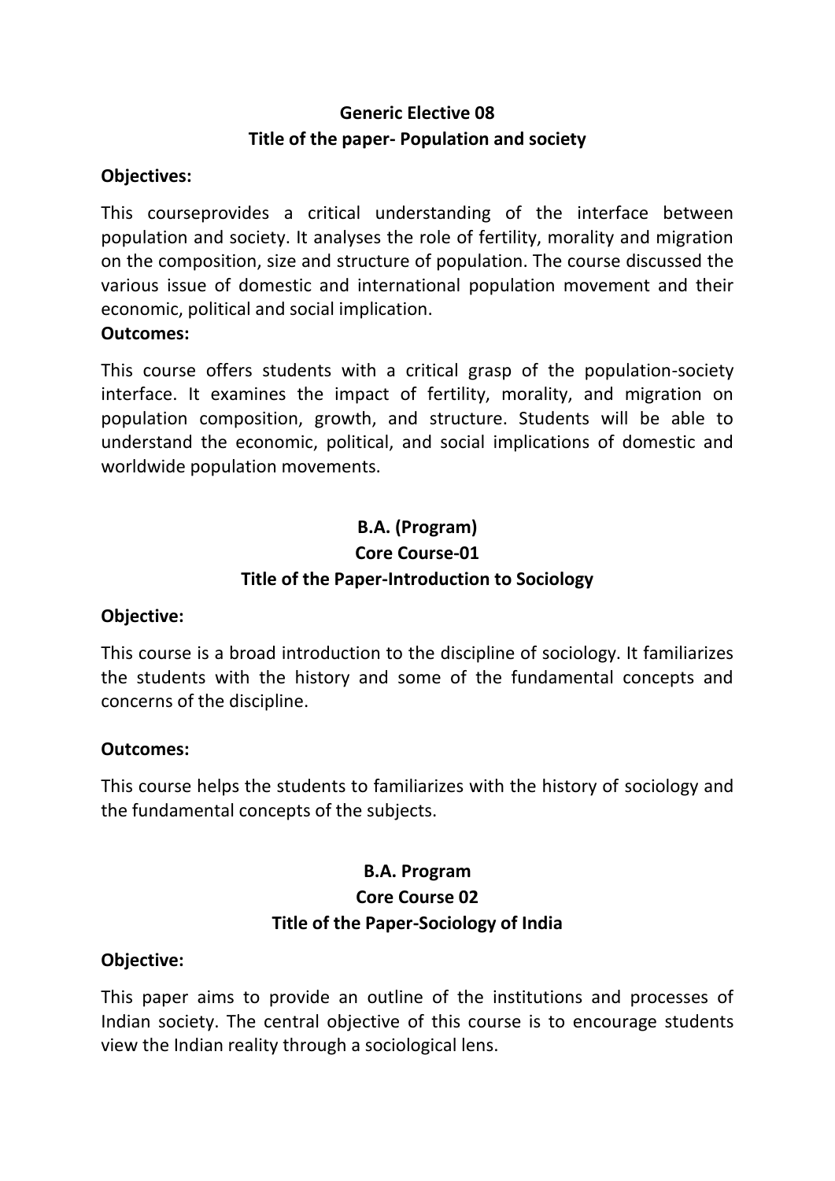**Generic Elective 08**

**Title of the paper- Population and society**

**Objectives:**

This courseprovides a critical understanding of the interface between population and society. It analyses the role of fertility, morality and migration on the composition, size and structure of population. The course discussed the various issue of domestic and international population movement and their economic, political and social implication.

**Outcomes:**

This course offers students with a critical grasp of the population-society interface. It examines the impact of fertility, morality, and migration on population composition, growth, and structure. Students will be able to understand the economic, political, and social implications of domestic and worldwide population movements.

**B.A. (Program)**

**Core Course-01**

**Title of the Paper-Introduction to Sociology**

**Objective:**

This course is a broad introduction to the discipline of sociology. It familiarizes the students with the history and some of the fundamental concepts and concerns of the discipline.

**Outcomes:**

This course helps the students to familiarizes with the history of sociology and the fundamental concepts of the subjects.

**B.A. Program**

**Core Course 02**

**Title of the Paper-Sociology of India**

**Objective:**

This paper aims to provide an outline of the institutions and processes of Indian society. The central objective of this course is to encourage students view the Indian reality through a sociological lens.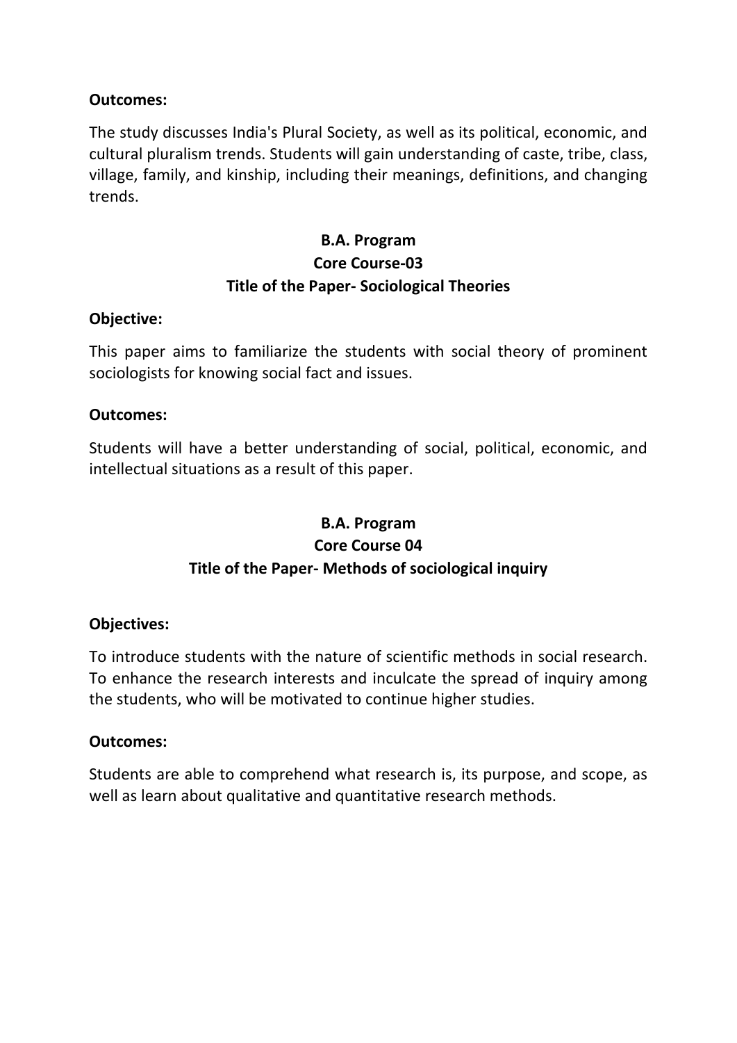**Outcomes:**

The study discusses India's Plural Society, as well as its political, economic, and cultural pluralism trends. Students will gain understanding of caste, tribe, class, village, family, and kinship, including their meanings, definitions, and changing trends.

## B.A. Program
## Core Course-03
## Title of the Paper- Sociological Theories

**Objective:**

This paper aims to familiarize the students with social theory of prominent sociologists for knowing social fact and issues.

**Outcomes:**

Students will have a better understanding of social, political, economic, and intellectual situations as a result of this paper.

## B.A. Program
## Core Course 04
## Title of the Paper- Methods of sociological inquiry

**Objectives:**

To introduce students with the nature of scientific methods in social research. To enhance the research interests and inculcate the spread of inquiry among the students, who will be motivated to continue higher studies.

**Outcomes:**

Students are able to comprehend what research is, its purpose, and scope, as well as learn about qualitative and quantitative research methods.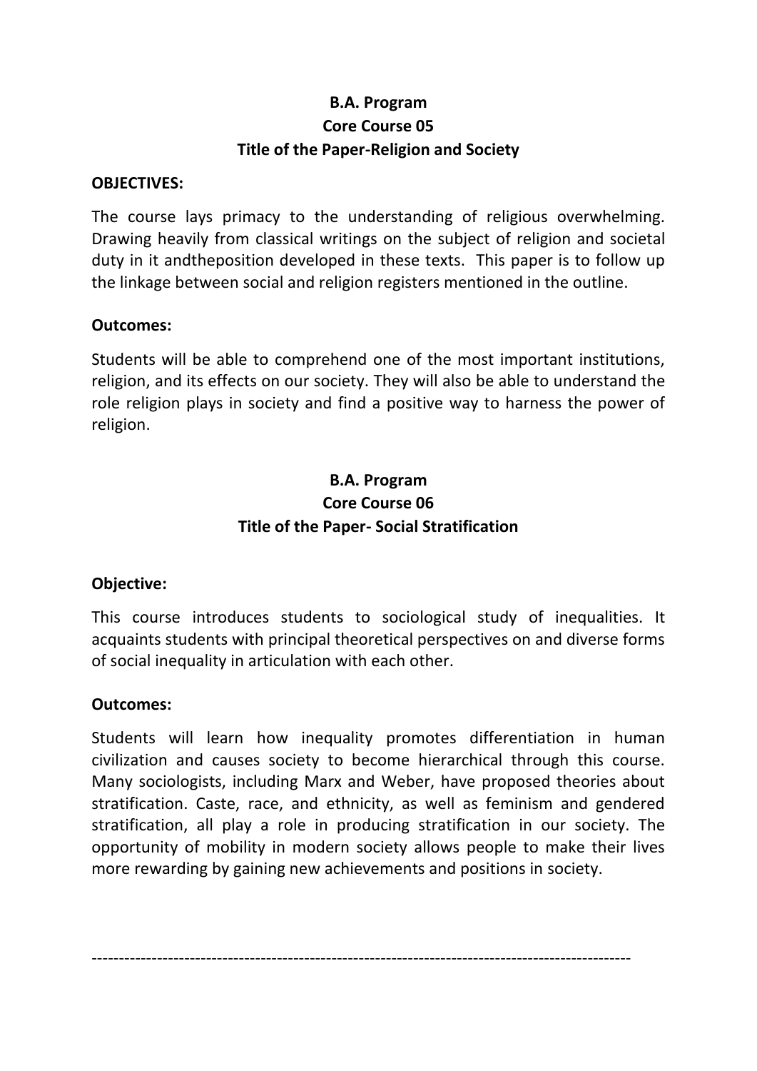**B.A. Program**
**Core Course 05**
**Title of the Paper-Religion and Society**

**OBJECTIVES:**

The course lays primacy to the understanding of religious overwhelming. Drawing heavily from classical writings on the subject of religion and societal duty in it andtheposition developed in these texts. This paper is to follow up the linkage between social and religion registers mentioned in the outline.

**Outcomes:**

Students will be able to comprehend one of the most important institutions, religion, and its effects on our society. They will also be able to understand the role religion plays in society and find a positive way to harness the power of religion.

**B.A. Program**
**Core Course 06**
**Title of the Paper- Social Stratification**

**Objective:**

This course introduces students to sociological study of inequalities. It acquaints students with principal theoretical perspectives on and diverse forms of social inequality in articulation with each other.

**Outcomes:**

Students will learn how inequality promotes differentiation in human civilization and causes society to become hierarchical through this course. Many sociologists, including Marx and Weber, have proposed theories about stratification. Caste, race, and ethnicity, as well as feminism and gendered stratification, all play a role in producing stratification in our society. The opportunity of mobility in modern society allows people to make their lives more rewarding by gaining new achievements and positions in society.

---